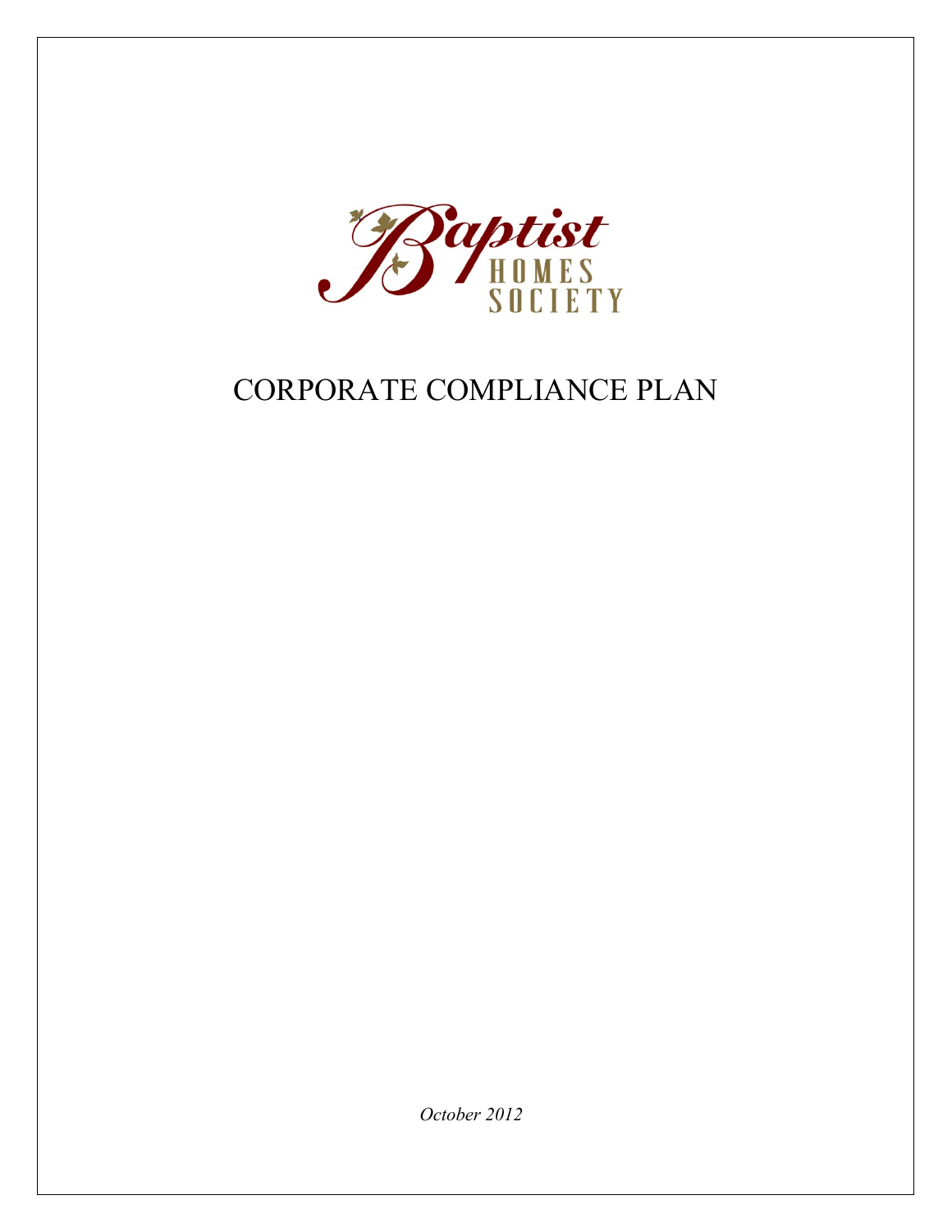Baptist HOMES SOCIETY

# CORPORATE COMPLIANCE PLAN

*October 2012*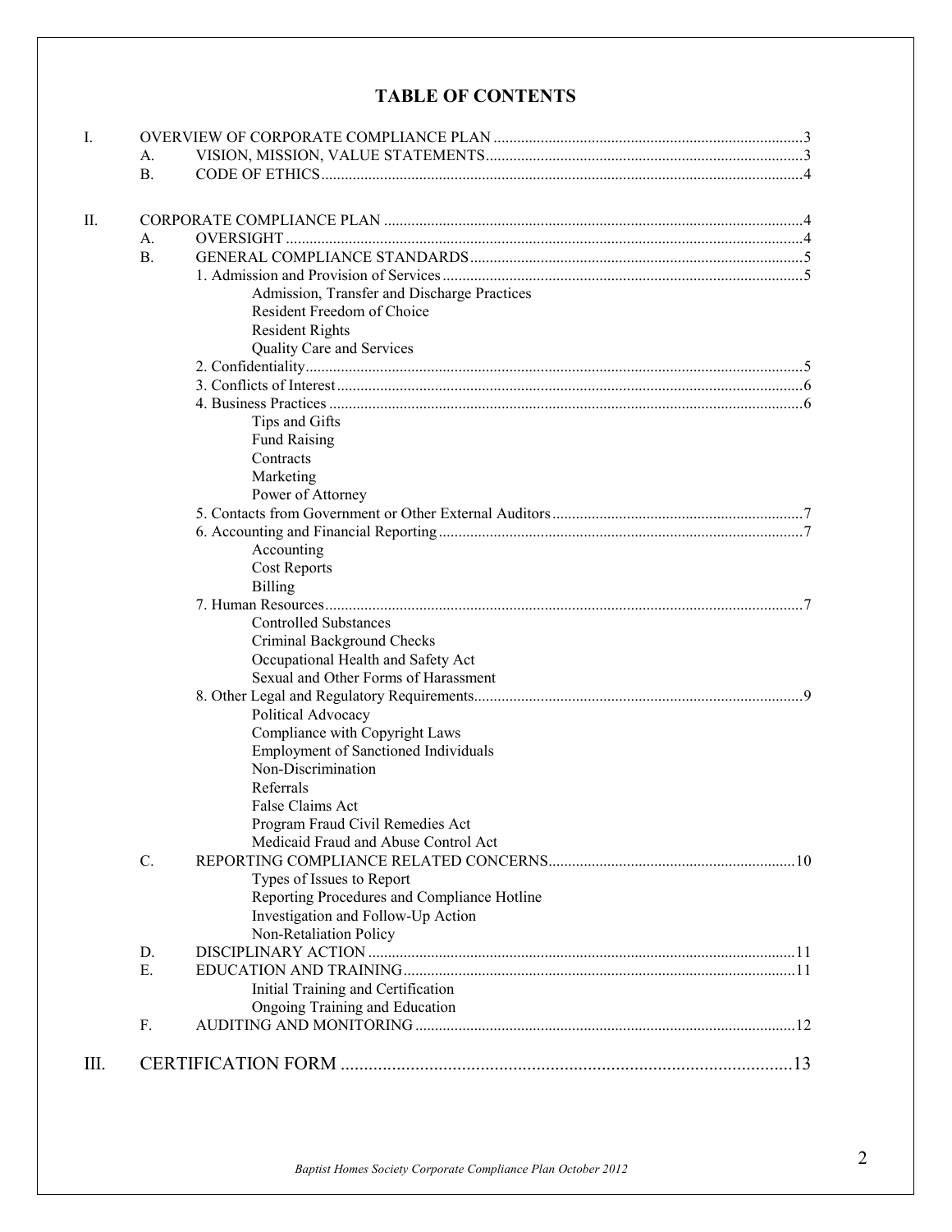# TABLE OF CONTENTS

- I. OVERVIEW OF CORPORATE COMPLIANCE PLAN ........ 3
  - A. VISION, MISSION, VALUE STATEMENTS ........ 3
  - B. CODE OF ETHICS ........ 4
- II. CORPORATE COMPLIANCE PLAN ........ 4
  - A. OVERSIGHT ........ 4
  - B. GENERAL COMPLIANCE STANDARDS ........ 5
    - 1. Admission and Provision of Services ........ 5
      - Admission, Transfer and Discharge Practices
      - Resident Freedom of Choice
      - Resident Rights
      - Quality Care and Services
    - 2. Confidentiality ........ 5
    - 3. Conflicts of Interest ........ 6
    - 4. Business Practices ........ 6
      - Tips and Gifts
      - Fund Raising
      - Contracts
      - Marketing
      - Power of Attorney
    - 5. Contacts from Government or Other External Auditors ........ 7
    - 6. Accounting and Financial Reporting ........ 7
      - Accounting
      - Cost Reports
      - Billing
    - 7. Human Resources ........ 7
      - Controlled Substances
      - Criminal Background Checks
      - Occupational Health and Safety Act
      - Sexual and Other Forms of Harassment
    - 8. Other Legal and Regulatory Requirements ........ 9
      - Political Advocacy
      - Compliance with Copyright Laws
      - Employment of Sanctioned Individuals
      - Non-Discrimination
      - Referrals
      - False Claims Act
      - Program Fraud Civil Remedies Act
      - Medicaid Fraud and Abuse Control Act
  - C. REPORTING COMPLIANCE RELATED CONCERNS ........ 10
    - Types of Issues to Report
    - Reporting Procedures and Compliance Hotline
    - Investigation and Follow-Up Action
    - Non-Retaliation Policy
  - D. DISCIPLINARY ACTION ........ 11
  - E. EDUCATION AND TRAINING ........ 11
    - Initial Training and Certification
    - Ongoing Training and Education
  - F. AUDITING AND MONITORING ........ 12
- III. CERTIFICATION FORM ........ 13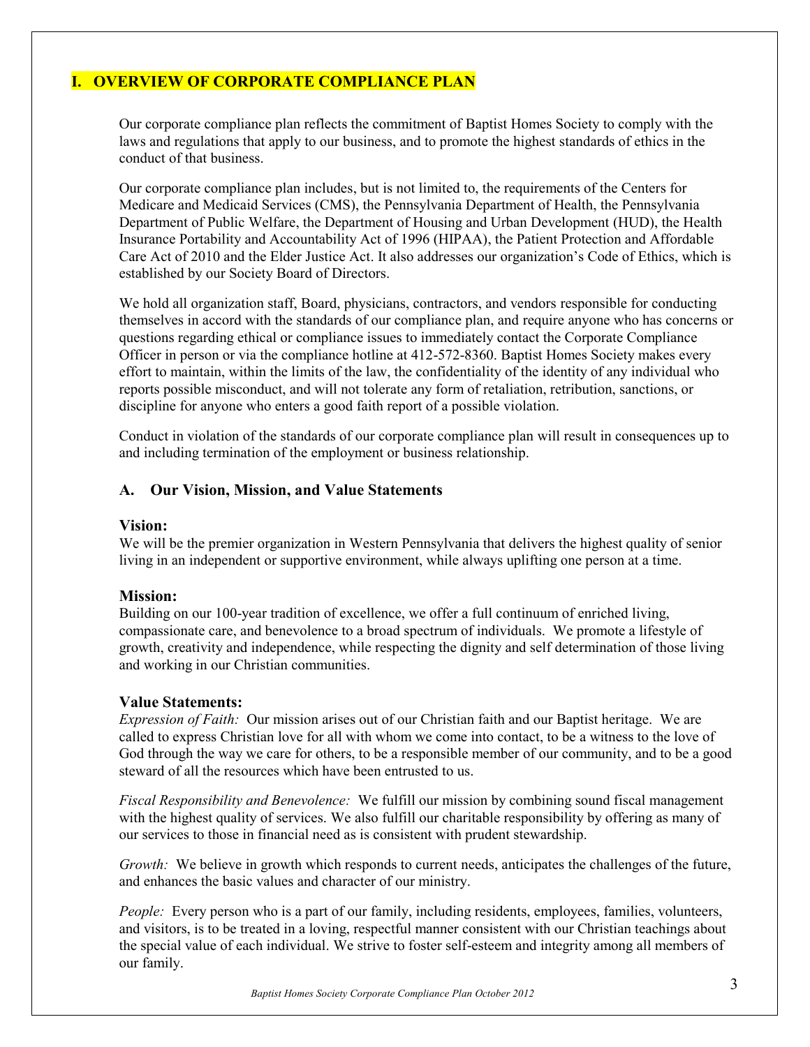# I. OVERVIEW OF CORPORATE COMPLIANCE PLAN

Our corporate compliance plan reflects the commitment of Baptist Homes Society to comply with the laws and regulations that apply to our business, and to promote the highest standards of ethics in the conduct of that business.

Our corporate compliance plan includes, but is not limited to, the requirements of the Centers for Medicare and Medicaid Services (CMS), the Pennsylvania Department of Health, the Pennsylvania Department of Public Welfare, the Department of Housing and Urban Development (HUD), the Health Insurance Portability and Accountability Act of 1996 (HIPAA), the Patient Protection and Affordable Care Act of 2010 and the Elder Justice Act. It also addresses our organization's Code of Ethics, which is established by our Society Board of Directors.

We hold all organization staff, Board, physicians, contractors, and vendors responsible for conducting themselves in accord with the standards of our compliance plan, and require anyone who has concerns or questions regarding ethical or compliance issues to immediately contact the Corporate Compliance Officer in person or via the compliance hotline at 412-572-8360. Baptist Homes Society makes every effort to maintain, within the limits of the law, the confidentiality of the identity of any individual who reports possible misconduct, and will not tolerate any form of retaliation, retribution, sanctions, or discipline for anyone who enters a good faith report of a possible violation.

Conduct in violation of the standards of our corporate compliance plan will result in consequences up to and including termination of the employment or business relationship.

## A. Our Vision, Mission, and Value Statements

### Vision:

We will be the premier organization in Western Pennsylvania that delivers the highest quality of senior living in an independent or supportive environment, while always uplifting one person at a time.

### Mission:

Building on our 100-year tradition of excellence, we offer a full continuum of enriched living, compassionate care, and benevolence to a broad spectrum of individuals. We promote a lifestyle of growth, creativity and independence, while respecting the dignity and self determination of those living and working in our Christian communities.

### Value Statements:

*Expression of Faith:* Our mission arises out of our Christian faith and our Baptist heritage. We are called to express Christian love for all with whom we come into contact, to be a witness to the love of God through the way we care for others, to be a responsible member of our community, and to be a good steward of all the resources which have been entrusted to us.

*Fiscal Responsibility and Benevolence:* We fulfill our mission by combining sound fiscal management with the highest quality of services. We also fulfill our charitable responsibility by offering as many of our services to those in financial need as is consistent with prudent stewardship.

*Growth:* We believe in growth which responds to current needs, anticipates the challenges of the future, and enhances the basic values and character of our ministry.

*People:* Every person who is a part of our family, including residents, employees, families, volunteers, and visitors, is to be treated in a loving, respectful manner consistent with our Christian teachings about the special value of each individual. We strive to foster self-esteem and integrity among all members of our family.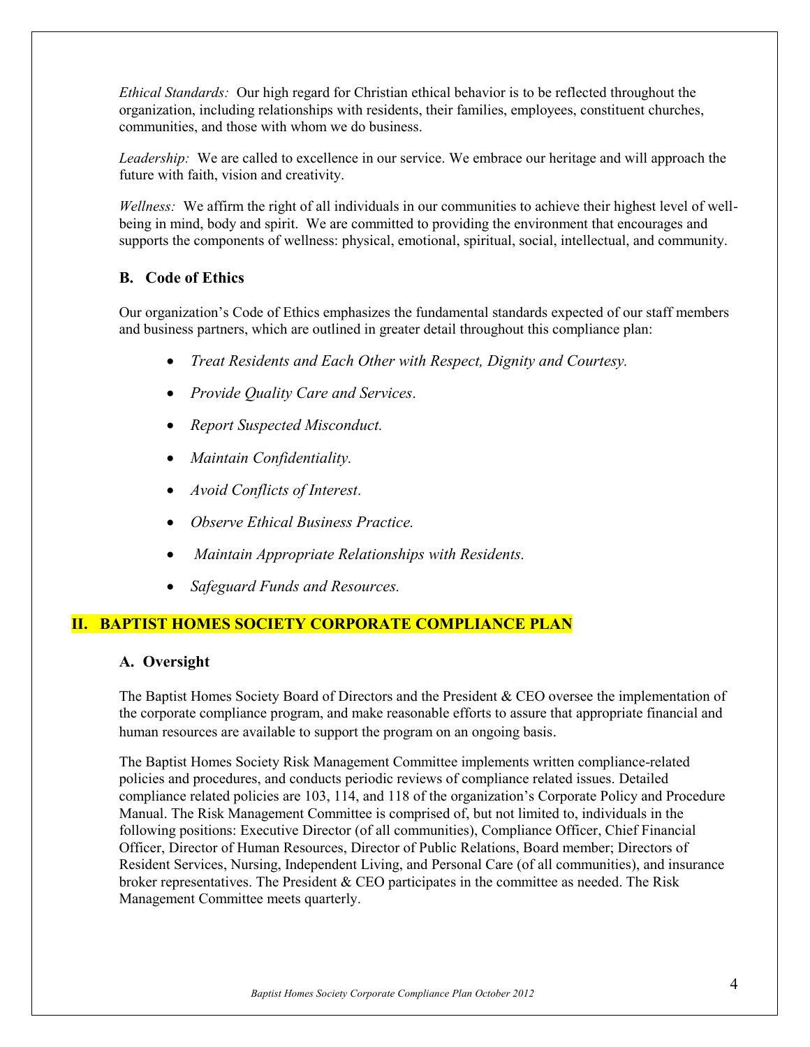*Ethical Standards:* Our high regard for Christian ethical behavior is to be reflected throughout the organization, including relationships with residents, their families, employees, constituent churches, communities, and those with whom we do business.

*Leadership:* We are called to excellence in our service. We embrace our heritage and will approach the future with faith, vision and creativity.

*Wellness:* We affirm the right of all individuals in our communities to achieve their highest level of well-being in mind, body and spirit. We are committed to providing the environment that encourages and supports the components of wellness: physical, emotional, spiritual, social, intellectual, and community.

### B. Code of Ethics

Our organization's Code of Ethics emphasizes the fundamental standards expected of our staff members and business partners, which are outlined in greater detail throughout this compliance plan:

- *Treat Residents and Each Other with Respect, Dignity and Courtesy.*
- *Provide Quality Care and Services.*
- *Report Suspected Misconduct.*
- *Maintain Confidentiality.*
- *Avoid Conflicts of Interest.*
- *Observe Ethical Business Practice.*
- *Maintain Appropriate Relationships with Residents.*
- *Safeguard Funds and Resources.*

## II. BAPTIST HOMES SOCIETY CORPORATE COMPLIANCE PLAN

### A. Oversight

The Baptist Homes Society Board of Directors and the President & CEO oversee the implementation of the corporate compliance program, and make reasonable efforts to assure that appropriate financial and human resources are available to support the program on an ongoing basis.

The Baptist Homes Society Risk Management Committee implements written compliance-related policies and procedures, and conducts periodic reviews of compliance related issues. Detailed compliance related policies are 103, 114, and 118 of the organization's Corporate Policy and Procedure Manual. The Risk Management Committee is comprised of, but not limited to, individuals in the following positions: Executive Director (of all communities), Compliance Officer, Chief Financial Officer, Director of Human Resources, Director of Public Relations, Board member; Directors of Resident Services, Nursing, Independent Living, and Personal Care (of all communities), and insurance broker representatives. The President & CEO participates in the committee as needed. The Risk Management Committee meets quarterly.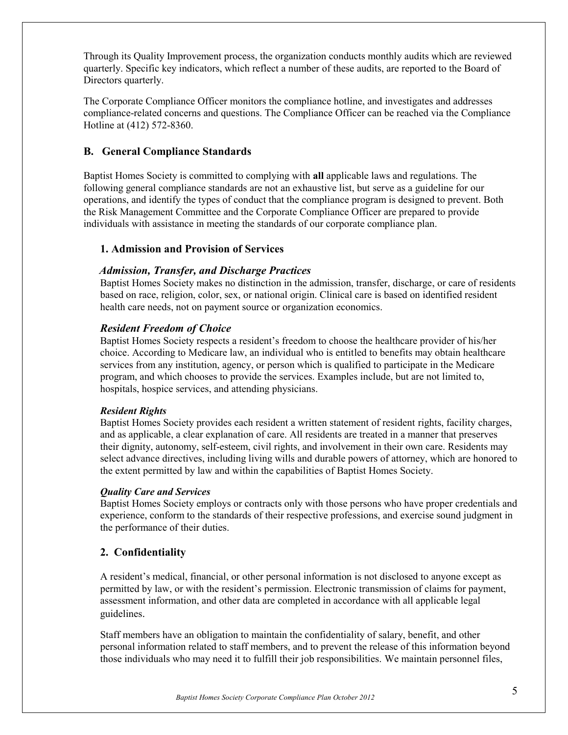Through its Quality Improvement process, the organization conducts monthly audits which are reviewed quarterly. Specific key indicators, which reflect a number of these audits, are reported to the Board of Directors quarterly.

The Corporate Compliance Officer monitors the compliance hotline, and investigates and addresses compliance-related concerns and questions. The Compliance Officer can be reached via the Compliance Hotline at (412) 572-8360.

## B. General Compliance Standards

Baptist Homes Society is committed to complying with **all** applicable laws and regulations. The following general compliance standards are not an exhaustive list, but serve as a guideline for our operations, and identify the types of conduct that the compliance program is designed to prevent. Both the Risk Management Committee and the Corporate Compliance Officer are prepared to provide individuals with assistance in meeting the standards of our corporate compliance plan.

### 1. Admission and Provision of Services

#### *Admission, Transfer, and Discharge Practices*

Baptist Homes Society makes no distinction in the admission, transfer, discharge, or care of residents based on race, religion, color, sex, or national origin. Clinical care is based on identified resident health care needs, not on payment source or organization economics.

#### *Resident Freedom of Choice*

Baptist Homes Society respects a resident's freedom to choose the healthcare provider of his/her choice. According to Medicare law, an individual who is entitled to benefits may obtain healthcare services from any institution, agency, or person which is qualified to participate in the Medicare program, and which chooses to provide the services. Examples include, but are not limited to, hospitals, hospice services, and attending physicians.

#### *Resident Rights*

Baptist Homes Society provides each resident a written statement of resident rights, facility charges, and as applicable, a clear explanation of care. All residents are treated in a manner that preserves their dignity, autonomy, self-esteem, civil rights, and involvement in their own care. Residents may select advance directives, including living wills and durable powers of attorney, which are honored to the extent permitted by law and within the capabilities of Baptist Homes Society.

#### *Quality Care and Services*

Baptist Homes Society employs or contracts only with those persons who have proper credentials and experience, conform to the standards of their respective professions, and exercise sound judgment in the performance of their duties.

### 2. Confidentiality

A resident's medical, financial, or other personal information is not disclosed to anyone except as permitted by law, or with the resident's permission. Electronic transmission of claims for payment, assessment information, and other data are completed in accordance with all applicable legal guidelines.

Staff members have an obligation to maintain the confidentiality of salary, benefit, and other personal information related to staff members, and to prevent the release of this information beyond those individuals who may need it to fulfill their job responsibilities. We maintain personnel files,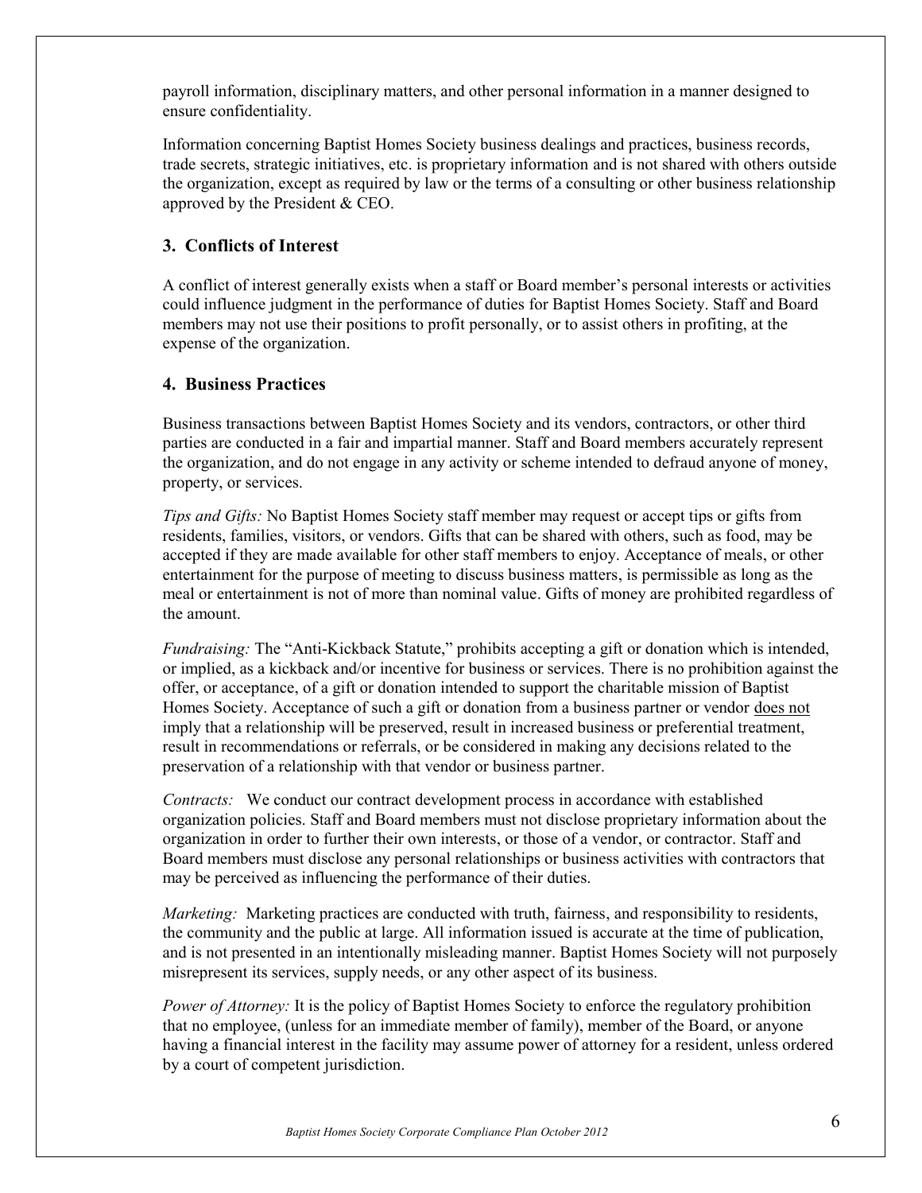payroll information, disciplinary matters, and other personal information in a manner designed to ensure confidentiality.

Information concerning Baptist Homes Society business dealings and practices, business records, trade secrets, strategic initiatives, etc. is proprietary information and is not shared with others outside the organization, except as required by law or the terms of a consulting or other business relationship approved by the President & CEO.

### 3. Conflicts of Interest

A conflict of interest generally exists when a staff or Board member's personal interests or activities could influence judgment in the performance of duties for Baptist Homes Society. Staff and Board members may not use their positions to profit personally, or to assist others in profiting, at the expense of the organization.

### 4. Business Practices

Business transactions between Baptist Homes Society and its vendors, contractors, or other third parties are conducted in a fair and impartial manner. Staff and Board members accurately represent the organization, and do not engage in any activity or scheme intended to defraud anyone of money, property, or services.

*Tips and Gifts:* No Baptist Homes Society staff member may request or accept tips or gifts from residents, families, visitors, or vendors. Gifts that can be shared with others, such as food, may be accepted if they are made available for other staff members to enjoy. Acceptance of meals, or other entertainment for the purpose of meeting to discuss business matters, is permissible as long as the meal or entertainment is not of more than nominal value. Gifts of money are prohibited regardless of the amount.

*Fundraising:* The "Anti-Kickback Statute," prohibits accepting a gift or donation which is intended, or implied, as a kickback and/or incentive for business or services. There is no prohibition against the offer, or acceptance, of a gift or donation intended to support the charitable mission of Baptist Homes Society. Acceptance of such a gift or donation from a business partner or vendor <u>does not</u> imply that a relationship will be preserved, result in increased business or preferential treatment, result in recommendations or referrals, or be considered in making any decisions related to the preservation of a relationship with that vendor or business partner.

*Contracts:* We conduct our contract development process in accordance with established organization policies. Staff and Board members must not disclose proprietary information about the organization in order to further their own interests, or those of a vendor, or contractor. Staff and Board members must disclose any personal relationships or business activities with contractors that may be perceived as influencing the performance of their duties.

*Marketing:* Marketing practices are conducted with truth, fairness, and responsibility to residents, the community and the public at large. All information issued is accurate at the time of publication, and is not presented in an intentionally misleading manner. Baptist Homes Society will not purposely misrepresent its services, supply needs, or any other aspect of its business.

*Power of Attorney:* It is the policy of Baptist Homes Society to enforce the regulatory prohibition that no employee, (unless for an immediate member of family), member of the Board, or anyone having a financial interest in the facility may assume power of attorney for a resident, unless ordered by a court of competent jurisdiction.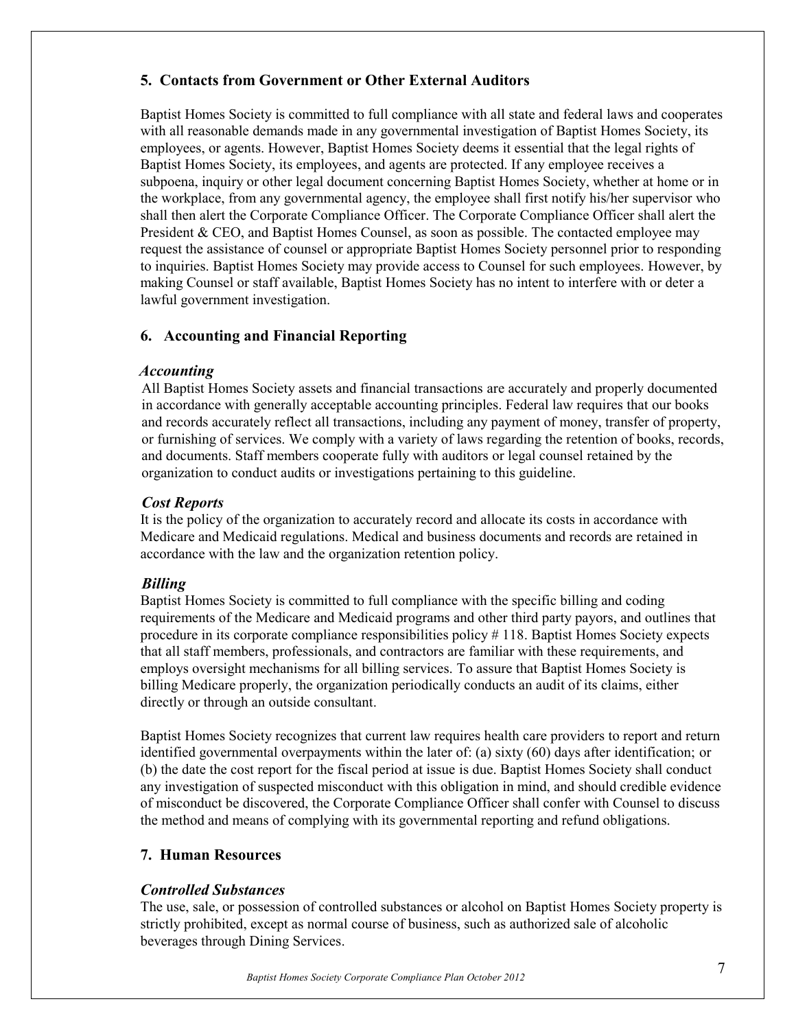## 5. Contacts from Government or Other External Auditors

Baptist Homes Society is committed to full compliance with all state and federal laws and cooperates with all reasonable demands made in any governmental investigation of Baptist Homes Society, its employees, or agents. However, Baptist Homes Society deems it essential that the legal rights of Baptist Homes Society, its employees, and agents are protected. If any employee receives a subpoena, inquiry or other legal document concerning Baptist Homes Society, whether at home or in the workplace, from any governmental agency, the employee shall first notify his/her supervisor who shall then alert the Corporate Compliance Officer. The Corporate Compliance Officer shall alert the President & CEO, and Baptist Homes Counsel, as soon as possible. The contacted employee may request the assistance of counsel or appropriate Baptist Homes Society personnel prior to responding to inquiries. Baptist Homes Society may provide access to Counsel for such employees. However, by making Counsel or staff available, Baptist Homes Society has no intent to interfere with or deter a lawful government investigation.

## 6. Accounting and Financial Reporting

### *Accounting*

All Baptist Homes Society assets and financial transactions are accurately and properly documented in accordance with generally acceptable accounting principles. Federal law requires that our books and records accurately reflect all transactions, including any payment of money, transfer of property, or furnishing of services. We comply with a variety of laws regarding the retention of books, records, and documents. Staff members cooperate fully with auditors or legal counsel retained by the organization to conduct audits or investigations pertaining to this guideline.

### *Cost Reports*

It is the policy of the organization to accurately record and allocate its costs in accordance with Medicare and Medicaid regulations. Medical and business documents and records are retained in accordance with the law and the organization retention policy.

### *Billing*

Baptist Homes Society is committed to full compliance with the specific billing and coding requirements of the Medicare and Medicaid programs and other third party payors, and outlines that procedure in its corporate compliance responsibilities policy # 118. Baptist Homes Society expects that all staff members, professionals, and contractors are familiar with these requirements, and employs oversight mechanisms for all billing services. To assure that Baptist Homes Society is billing Medicare properly, the organization periodically conducts an audit of its claims, either directly or through an outside consultant.

Baptist Homes Society recognizes that current law requires health care providers to report and return identified governmental overpayments within the later of: (a) sixty (60) days after identification; or (b) the date the cost report for the fiscal period at issue is due. Baptist Homes Society shall conduct any investigation of suspected misconduct with this obligation in mind, and should credible evidence of misconduct be discovered, the Corporate Compliance Officer shall confer with Counsel to discuss the method and means of complying with its governmental reporting and refund obligations.

## 7. Human Resources

### *Controlled Substances*

The use, sale, or possession of controlled substances or alcohol on Baptist Homes Society property is strictly prohibited, except as normal course of business, such as authorized sale of alcoholic beverages through Dining Services.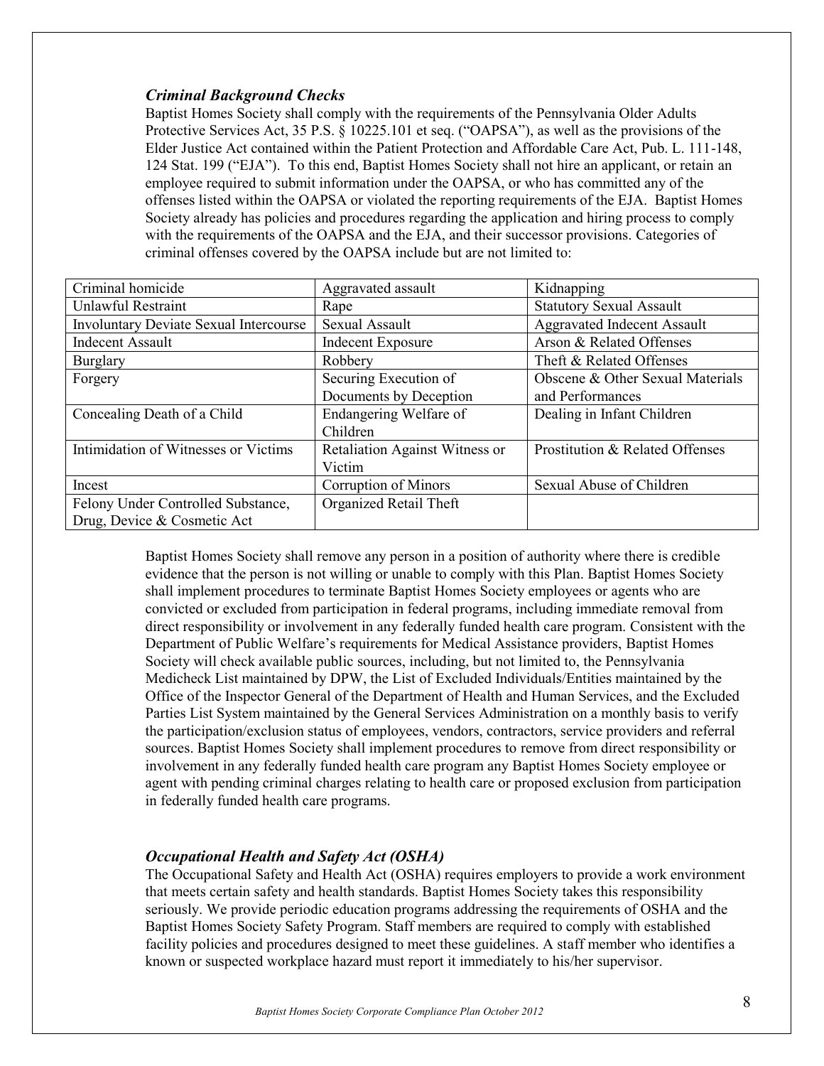### *Criminal Background Checks*

Baptist Homes Society shall comply with the requirements of the Pennsylvania Older Adults Protective Services Act, 35 P.S. § 10225.101 et seq. ("OAPSA"), as well as the provisions of the Elder Justice Act contained within the Patient Protection and Affordable Care Act, Pub. L. 111-148, 124 Stat. 199 ("EJA"). To this end, Baptist Homes Society shall not hire an applicant, or retain an employee required to submit information under the OAPSA, or who has committed any of the offenses listed within the OAPSA or violated the reporting requirements of the EJA. Baptist Homes Society already has policies and procedures regarding the application and hiring process to comply with the requirements of the OAPSA and the EJA, and their successor provisions. Categories of criminal offenses covered by the OAPSA include but are not limited to:

| | | |
|---|---|---|
| Criminal homicide | Aggravated assault | Kidnapping |
| Unlawful Restraint | Rape | Statutory Sexual Assault |
| Involuntary Deviate Sexual Intercourse | Sexual Assault | Aggravated Indecent Assault |
| Indecent Assault | Indecent Exposure | Arson & Related Offenses |
| Burglary | Robbery | Theft & Related Offenses |
| Forgery | Securing Execution of Documents by Deception | Obscene & Other Sexual Materials and Performances |
| Concealing Death of a Child | Endangering Welfare of Children | Dealing in Infant Children |
| Intimidation of Witnesses or Victims | Retaliation Against Witness or Victim | Prostitution & Related Offenses |
| Incest | Corruption of Minors | Sexual Abuse of Children |
| Felony Under Controlled Substance, Drug, Device & Cosmetic Act | Organized Retail Theft | |

Baptist Homes Society shall remove any person in a position of authority where there is credible evidence that the person is not willing or unable to comply with this Plan. Baptist Homes Society shall implement procedures to terminate Baptist Homes Society employees or agents who are convicted or excluded from participation in federal programs, including immediate removal from direct responsibility or involvement in any federally funded health care program. Consistent with the Department of Public Welfare's requirements for Medical Assistance providers, Baptist Homes Society will check available public sources, including, but not limited to, the Pennsylvania Medicheck List maintained by DPW, the List of Excluded Individuals/Entities maintained by the Office of the Inspector General of the Department of Health and Human Services, and the Excluded Parties List System maintained by the General Services Administration on a monthly basis to verify the participation/exclusion status of employees, vendors, contractors, service providers and referral sources. Baptist Homes Society shall implement procedures to remove from direct responsibility or involvement in any federally funded health care program any Baptist Homes Society employee or agent with pending criminal charges relating to health care or proposed exclusion from participation in federally funded health care programs.

### *Occupational Health and Safety Act (OSHA)*

The Occupational Safety and Health Act (OSHA) requires employers to provide a work environment that meets certain safety and health standards. Baptist Homes Society takes this responsibility seriously. We provide periodic education programs addressing the requirements of OSHA and the Baptist Homes Society Safety Program. Staff members are required to comply with established facility policies and procedures designed to meet these guidelines. A staff member who identifies a known or suspected workplace hazard must report it immediately to his/her supervisor.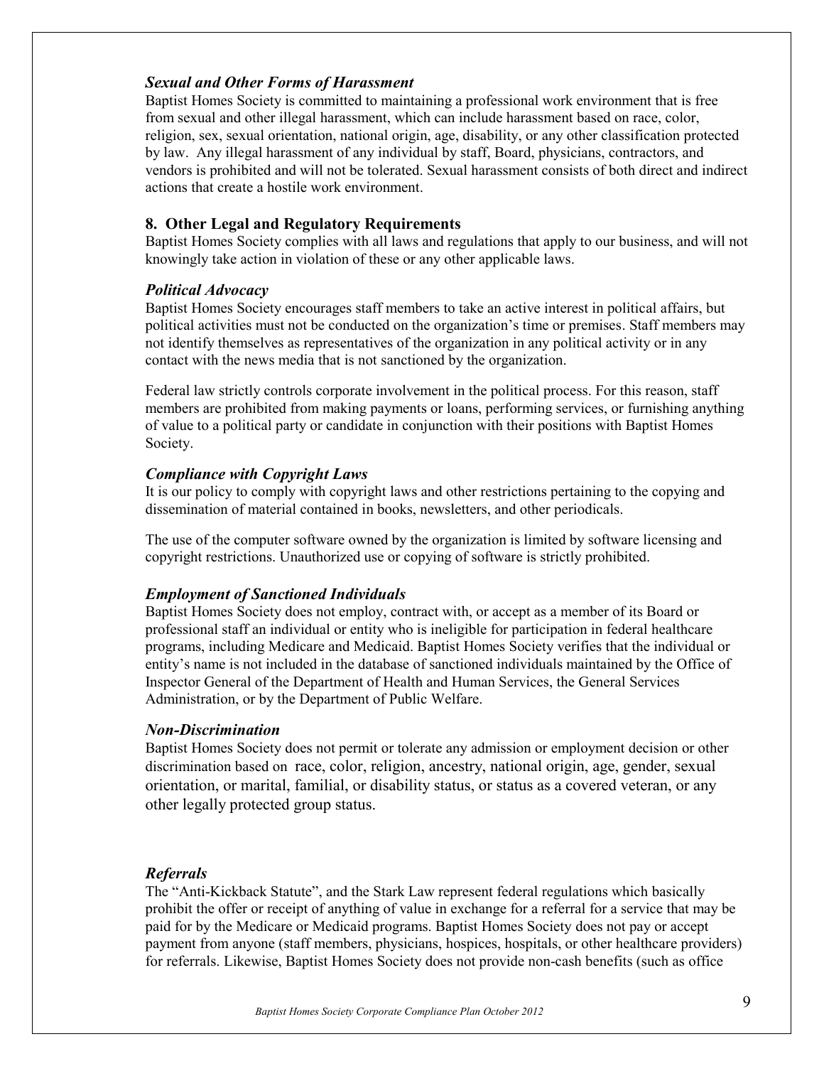### *Sexual and Other Forms of Harassment*

Baptist Homes Society is committed to maintaining a professional work environment that is free from sexual and other illegal harassment, which can include harassment based on race, color, religion, sex, sexual orientation, national origin, age, disability, or any other classification protected by law. Any illegal harassment of any individual by staff, Board, physicians, contractors, and vendors is prohibited and will not be tolerated. Sexual harassment consists of both direct and indirect actions that create a hostile work environment.

## 8. Other Legal and Regulatory Requirements

Baptist Homes Society complies with all laws and regulations that apply to our business, and will not knowingly take action in violation of these or any other applicable laws.

### *Political Advocacy*

Baptist Homes Society encourages staff members to take an active interest in political affairs, but political activities must not be conducted on the organization's time or premises. Staff members may not identify themselves as representatives of the organization in any political activity or in any contact with the news media that is not sanctioned by the organization.

Federal law strictly controls corporate involvement in the political process. For this reason, staff members are prohibited from making payments or loans, performing services, or furnishing anything of value to a political party or candidate in conjunction with their positions with Baptist Homes Society.

### *Compliance with Copyright Laws*

It is our policy to comply with copyright laws and other restrictions pertaining to the copying and dissemination of material contained in books, newsletters, and other periodicals.

The use of the computer software owned by the organization is limited by software licensing and copyright restrictions. Unauthorized use or copying of software is strictly prohibited.

### *Employment of Sanctioned Individuals*

Baptist Homes Society does not employ, contract with, or accept as a member of its Board or professional staff an individual or entity who is ineligible for participation in federal healthcare programs, including Medicare and Medicaid. Baptist Homes Society verifies that the individual or entity's name is not included in the database of sanctioned individuals maintained by the Office of Inspector General of the Department of Health and Human Services, the General Services Administration, or by the Department of Public Welfare.

### *Non-Discrimination*

Baptist Homes Society does not permit or tolerate any admission or employment decision or other discrimination based on race, color, religion, ancestry, national origin, age, gender, sexual orientation, or marital, familial, or disability status, or status as a covered veteran, or any other legally protected group status.

### *Referrals*

The "Anti-Kickback Statute", and the Stark Law represent federal regulations which basically prohibit the offer or receipt of anything of value in exchange for a referral for a service that may be paid for by the Medicare or Medicaid programs. Baptist Homes Society does not pay or accept payment from anyone (staff members, physicians, hospices, hospitals, or other healthcare providers) for referrals. Likewise, Baptist Homes Society does not provide non-cash benefits (such as office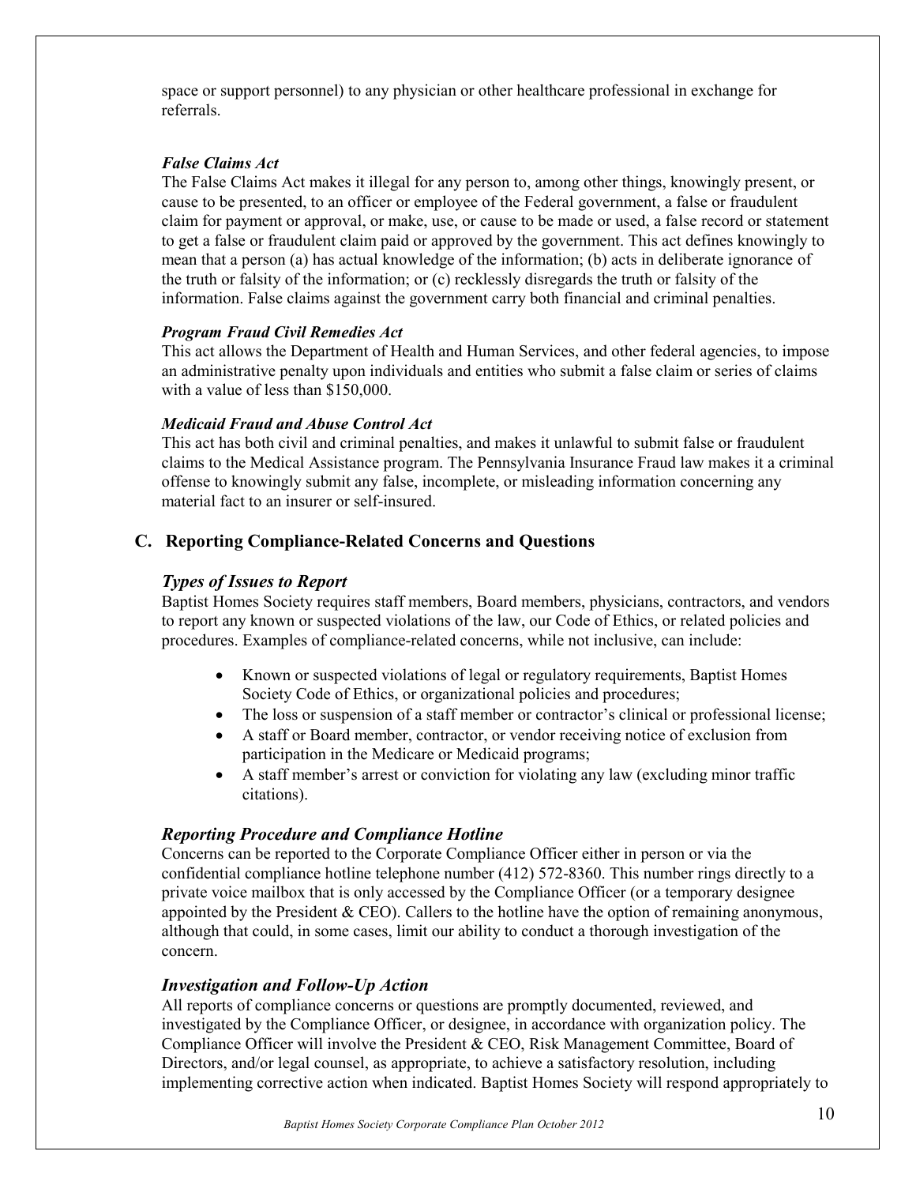space or support personnel) to any physician or other healthcare professional in exchange for referrals.

***False Claims Act***

The False Claims Act makes it illegal for any person to, among other things, knowingly present, or cause to be presented, to an officer or employee of the Federal government, a false or fraudulent claim for payment or approval, or make, use, or cause to be made or used, a false record or statement to get a false or fraudulent claim paid or approved by the government. This act defines knowingly to mean that a person (a) has actual knowledge of the information; (b) acts in deliberate ignorance of the truth or falsity of the information; or (c) recklessly disregards the truth or falsity of the information. False claims against the government carry both financial and criminal penalties.

***Program Fraud Civil Remedies Act***

This act allows the Department of Health and Human Services, and other federal agencies, to impose an administrative penalty upon individuals and entities who submit a false claim or series of claims with a value of less than $150,000.

***Medicaid Fraud and Abuse Control Act***

This act has both civil and criminal penalties, and makes it unlawful to submit false or fraudulent claims to the Medical Assistance program. The Pennsylvania Insurance Fraud law makes it a criminal offense to knowingly submit any false, incomplete, or misleading information concerning any material fact to an insurer or self-insured.

## C. Reporting Compliance-Related Concerns and Questions

### *Types of Issues to Report*

Baptist Homes Society requires staff members, Board members, physicians, contractors, and vendors to report any known or suspected violations of the law, our Code of Ethics, or related policies and procedures. Examples of compliance-related concerns, while not inclusive, can include:

- Known or suspected violations of legal or regulatory requirements, Baptist Homes Society Code of Ethics, or organizational policies and procedures;
- The loss or suspension of a staff member or contractor's clinical or professional license;
- A staff or Board member, contractor, or vendor receiving notice of exclusion from participation in the Medicare or Medicaid programs;
- A staff member's arrest or conviction for violating any law (excluding minor traffic citations).

### *Reporting Procedure and Compliance Hotline*

Concerns can be reported to the Corporate Compliance Officer either in person or via the confidential compliance hotline telephone number (412) 572-8360. This number rings directly to a private voice mailbox that is only accessed by the Compliance Officer (or a temporary designee appointed by the President & CEO). Callers to the hotline have the option of remaining anonymous, although that could, in some cases, limit our ability to conduct a thorough investigation of the concern.

### *Investigation and Follow-Up Action*

All reports of compliance concerns or questions are promptly documented, reviewed, and investigated by the Compliance Officer, or designee, in accordance with organization policy. The Compliance Officer will involve the President & CEO, Risk Management Committee, Board of Directors, and/or legal counsel, as appropriate, to achieve a satisfactory resolution, including implementing corrective action when indicated. Baptist Homes Society will respond appropriately to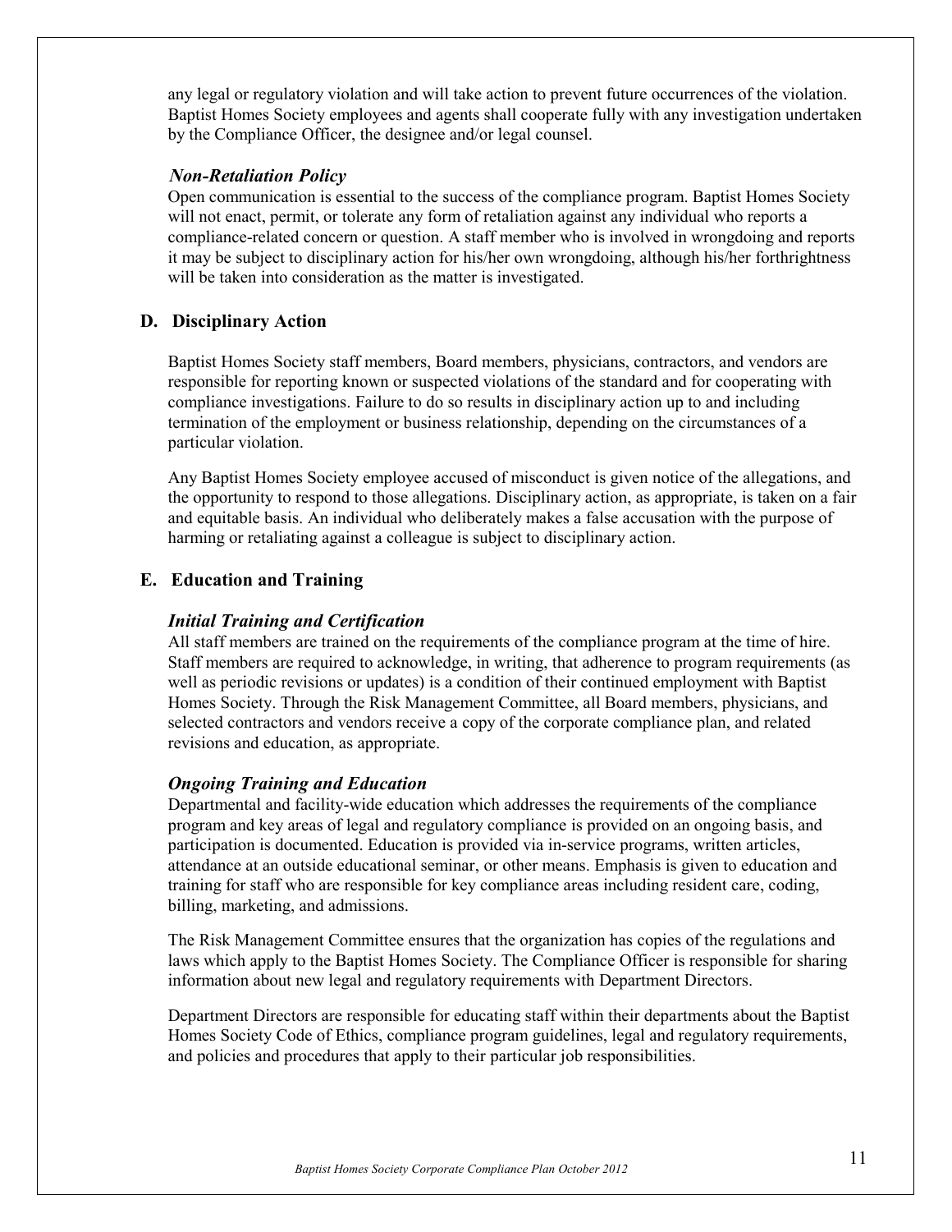any legal or regulatory violation and will take action to prevent future occurrences of the violation. Baptist Homes Society employees and agents shall cooperate fully with any investigation undertaken by the Compliance Officer, the designee and/or legal counsel.

### *Non-Retaliation Policy*

Open communication is essential to the success of the compliance program. Baptist Homes Society will not enact, permit, or tolerate any form of retaliation against any individual who reports a compliance-related concern or question. A staff member who is involved in wrongdoing and reports it may be subject to disciplinary action for his/her own wrongdoing, although his/her forthrightness will be taken into consideration as the matter is investigated.

## D. Disciplinary Action

Baptist Homes Society staff members, Board members, physicians, contractors, and vendors are responsible for reporting known or suspected violations of the standard and for cooperating with compliance investigations. Failure to do so results in disciplinary action up to and including termination of the employment or business relationship, depending on the circumstances of a particular violation.

Any Baptist Homes Society employee accused of misconduct is given notice of the allegations, and the opportunity to respond to those allegations. Disciplinary action, as appropriate, is taken on a fair and equitable basis. An individual who deliberately makes a false accusation with the purpose of harming or retaliating against a colleague is subject to disciplinary action.

## E. Education and Training

### *Initial Training and Certification*

All staff members are trained on the requirements of the compliance program at the time of hire. Staff members are required to acknowledge, in writing, that adherence to program requirements (as well as periodic revisions or updates) is a condition of their continued employment with Baptist Homes Society. Through the Risk Management Committee, all Board members, physicians, and selected contractors and vendors receive a copy of the corporate compliance plan, and related revisions and education, as appropriate.

### *Ongoing Training and Education*

Departmental and facility-wide education which addresses the requirements of the compliance program and key areas of legal and regulatory compliance is provided on an ongoing basis, and participation is documented. Education is provided via in-service programs, written articles, attendance at an outside educational seminar, or other means. Emphasis is given to education and training for staff who are responsible for key compliance areas including resident care, coding, billing, marketing, and admissions.

The Risk Management Committee ensures that the organization has copies of the regulations and laws which apply to the Baptist Homes Society. The Compliance Officer is responsible for sharing information about new legal and regulatory requirements with Department Directors.

Department Directors are responsible for educating staff within their departments about the Baptist Homes Society Code of Ethics, compliance program guidelines, legal and regulatory requirements, and policies and procedures that apply to their particular job responsibilities.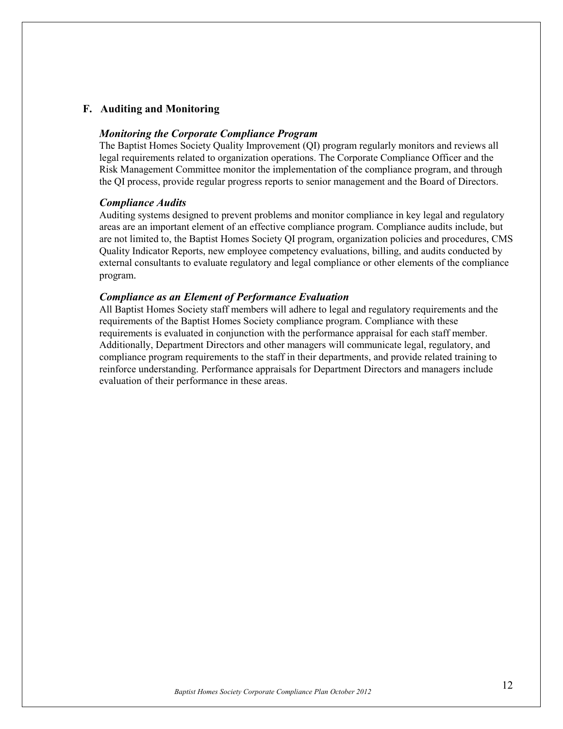## F. Auditing and Monitoring

### *Monitoring the Corporate Compliance Program*

The Baptist Homes Society Quality Improvement (QI) program regularly monitors and reviews all legal requirements related to organization operations. The Corporate Compliance Officer and the Risk Management Committee monitor the implementation of the compliance program, and through the QI process, provide regular progress reports to senior management and the Board of Directors.

### *Compliance Audits*

Auditing systems designed to prevent problems and monitor compliance in key legal and regulatory areas are an important element of an effective compliance program. Compliance audits include, but are not limited to, the Baptist Homes Society QI program, organization policies and procedures, CMS Quality Indicator Reports, new employee competency evaluations, billing, and audits conducted by external consultants to evaluate regulatory and legal compliance or other elements of the compliance program.

### *Compliance as an Element of Performance Evaluation*

All Baptist Homes Society staff members will adhere to legal and regulatory requirements and the requirements of the Baptist Homes Society compliance program. Compliance with these requirements is evaluated in conjunction with the performance appraisal for each staff member. Additionally, Department Directors and other managers will communicate legal, regulatory, and compliance program requirements to the staff in their departments, and provide related training to reinforce understanding. Performance appraisals for Department Directors and managers include evaluation of their performance in these areas.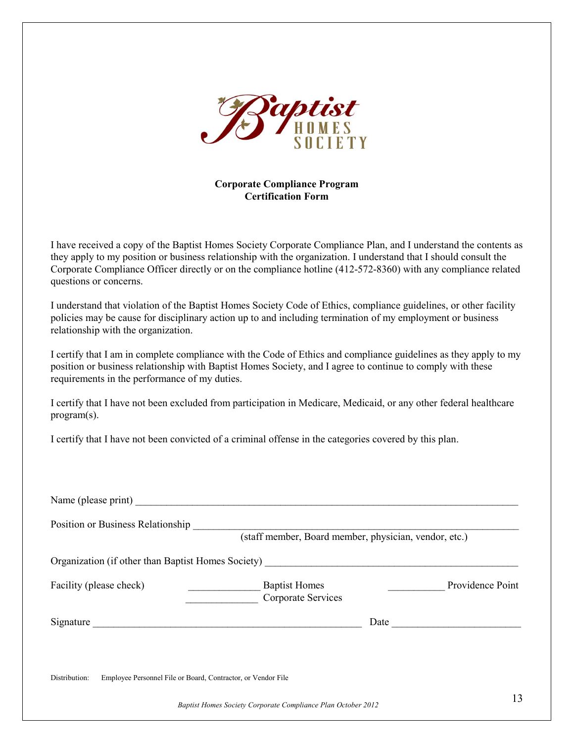Baptist HOMES SOCIETY

**Corporate Compliance Program**
**Certification Form**

I have received a copy of the Baptist Homes Society Corporate Compliance Plan, and I understand the contents as they apply to my position or business relationship with the organization. I understand that I should consult the Corporate Compliance Officer directly or on the compliance hotline (412-572-8360) with any compliance related questions or concerns.

I understand that violation of the Baptist Homes Society Code of Ethics, compliance guidelines, or other facility policies may be cause for disciplinary action up to and including termination of my employment or business relationship with the organization.

I certify that I am in complete compliance with the Code of Ethics and compliance guidelines as they apply to my position or business relationship with Baptist Homes Society, and I agree to continue to comply with these requirements in the performance of my duties.

I certify that I have not been excluded from participation in Medicare, Medicaid, or any other federal healthcare program(s).

I certify that I have not been convicted of a criminal offense in the categories covered by this plan.

Name (please print) ______________________________________________

Position or Business Relationship ______________________________________________
(staff member, Board member, physician, vendor, etc.)

Organization (if other than Baptist Homes Society) ______________________________________________

Facility (please check) _____________ Baptist Homes _____________ Providence Point
_____________ Corporate Services

Signature ______________________________________________ Date ______________________

Distribution: Employee Personnel File or Board, Contractor, or Vendor File

*Baptist Homes Society Corporate Compliance Plan October 2012*